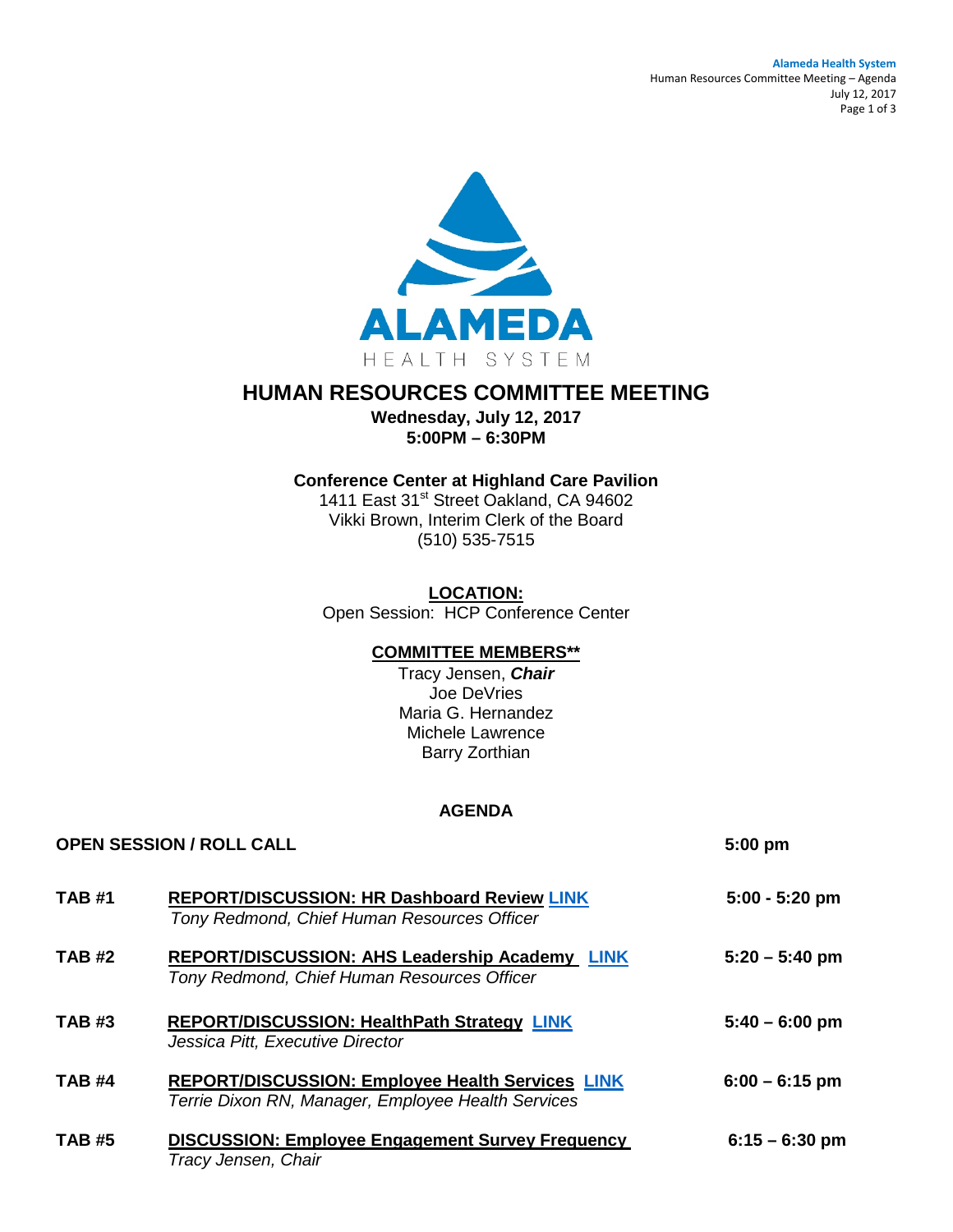# HUMAN RESOURCES COMMITTEE MEETING

**Wednesday, July 12, 2017**
**5:00PM – 6:30PM**

**Conference Center at Highland Care Pavilion**
1411 East 31st Street Oakland, CA 94602
Vikki Brown, Interim Clerk of the Board
(510) 535-7515

**LOCATION:**
Open Session: HCP Conference Center

**COMMITTEE MEMBERS****
Tracy Jensen, ***Chair***
Joe DeVries
Maria G. Hernandez
Michele Lawrence
Barry Zorthian

## AGENDA

**OPEN SESSION / ROLL CALL** — **5:00 pm**

| | | |
|---|---|---|
| **TAB #1** | **REPORT/DISCUSSION: HR Dashboard Review LINK**<br>*Tony Redmond, Chief Human Resources Officer* | **5:00 - 5:20 pm** |
| **TAB #2** | **REPORT/DISCUSSION: AHS Leadership Academy LINK**<br>*Tony Redmond, Chief Human Resources Officer* | **5:20 – 5:40 pm** |
| **TAB #3** | **REPORT/DISCUSSION: HealthPath Strategy LINK**<br>*Jessica Pitt, Executive Director* | **5:40 – 6:00 pm** |
| **TAB #4** | **REPORT/DISCUSSION: Employee Health Services LINK**<br>*Terrie Dixon RN, Manager, Employee Health Services* | **6:00 – 6:15 pm** |
| **TAB #5** | **DISCUSSION: Employee Engagement Survey Frequency**<br>*Tracy Jensen, Chair* | **6:15 – 6:30 pm** |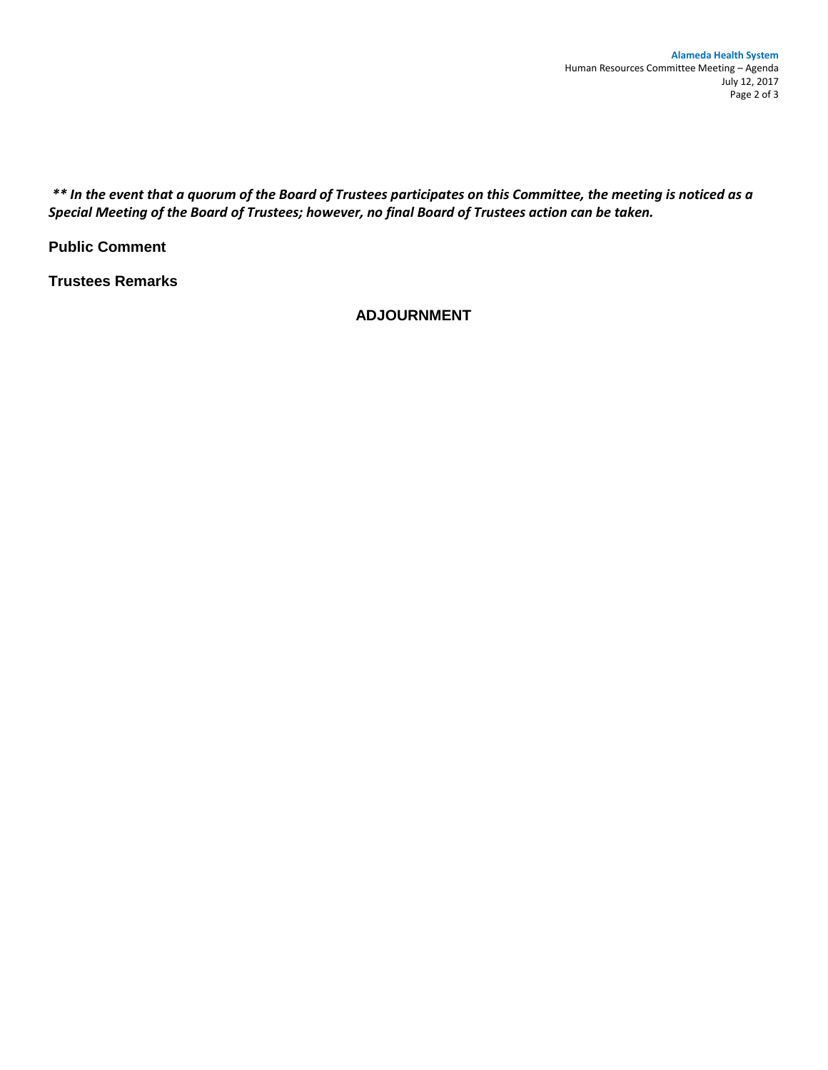***\*\* In the event that a quorum of the Board of Trustees participates on this Committee, the meeting is noticed as a Special Meeting of the Board of Trustees; however, no final Board of Trustees action can be taken.***

**Public Comment**

**Trustees Remarks**

**ADJOURNMENT**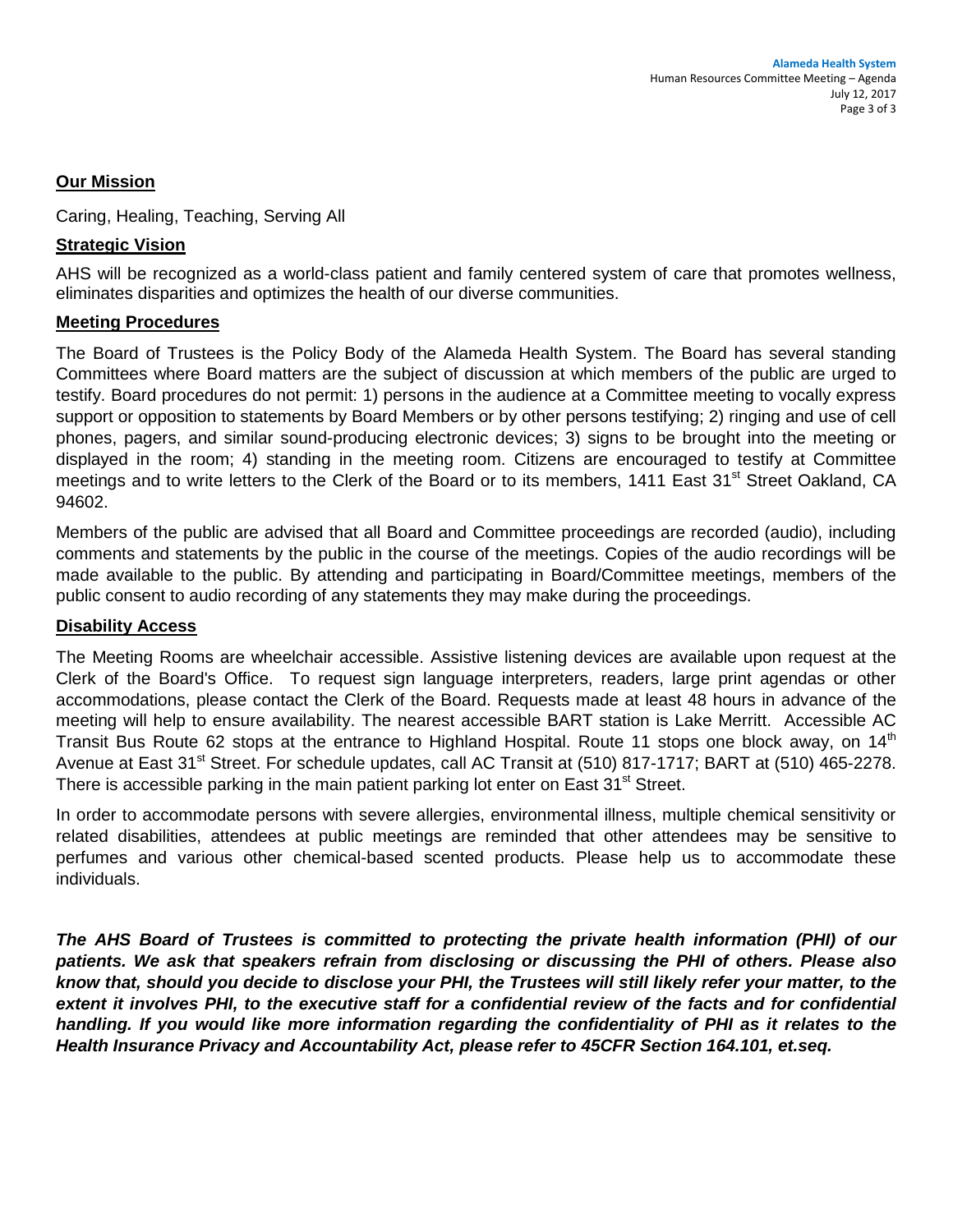## Our Mission

Caring, Healing, Teaching, Serving All

## Strategic Vision

AHS will be recognized as a world-class patient and family centered system of care that promotes wellness, eliminates disparities and optimizes the health of our diverse communities.

## Meeting Procedures

The Board of Trustees is the Policy Body of the Alameda Health System. The Board has several standing Committees where Board matters are the subject of discussion at which members of the public are urged to testify. Board procedures do not permit: 1) persons in the audience at a Committee meeting to vocally express support or opposition to statements by Board Members or by other persons testifying; 2) ringing and use of cell phones, pagers, and similar sound-producing electronic devices; 3) signs to be brought into the meeting or displayed in the room; 4) standing in the meeting room. Citizens are encouraged to testify at Committee meetings and to write letters to the Clerk of the Board or to its members, 1411 East 31st Street Oakland, CA 94602.

Members of the public are advised that all Board and Committee proceedings are recorded (audio), including comments and statements by the public in the course of the meetings. Copies of the audio recordings will be made available to the public. By attending and participating in Board/Committee meetings, members of the public consent to audio recording of any statements they may make during the proceedings.

## Disability Access

The Meeting Rooms are wheelchair accessible. Assistive listening devices are available upon request at the Clerk of the Board's Office. To request sign language interpreters, readers, large print agendas or other accommodations, please contact the Clerk of the Board. Requests made at least 48 hours in advance of the meeting will help to ensure availability. The nearest accessible BART station is Lake Merritt. Accessible AC Transit Bus Route 62 stops at the entrance to Highland Hospital. Route 11 stops one block away, on 14th Avenue at East 31st Street. For schedule updates, call AC Transit at (510) 817-1717; BART at (510) 465-2278. There is accessible parking in the main patient parking lot enter on East 31st Street.

In order to accommodate persons with severe allergies, environmental illness, multiple chemical sensitivity or related disabilities, attendees at public meetings are reminded that other attendees may be sensitive to perfumes and various other chemical-based scented products. Please help us to accommodate these individuals.

***The AHS Board of Trustees is committed to protecting the private health information (PHI) of our patients. We ask that speakers refrain from disclosing or discussing the PHI of others. Please also know that, should you decide to disclose your PHI, the Trustees will still likely refer your matter, to the extent it involves PHI, to the executive staff for a confidential review of the facts and for confidential handling. If you would like more information regarding the confidentiality of PHI as it relates to the Health Insurance Privacy and Accountability Act, please refer to 45CFR Section 164.101, et.seq.***